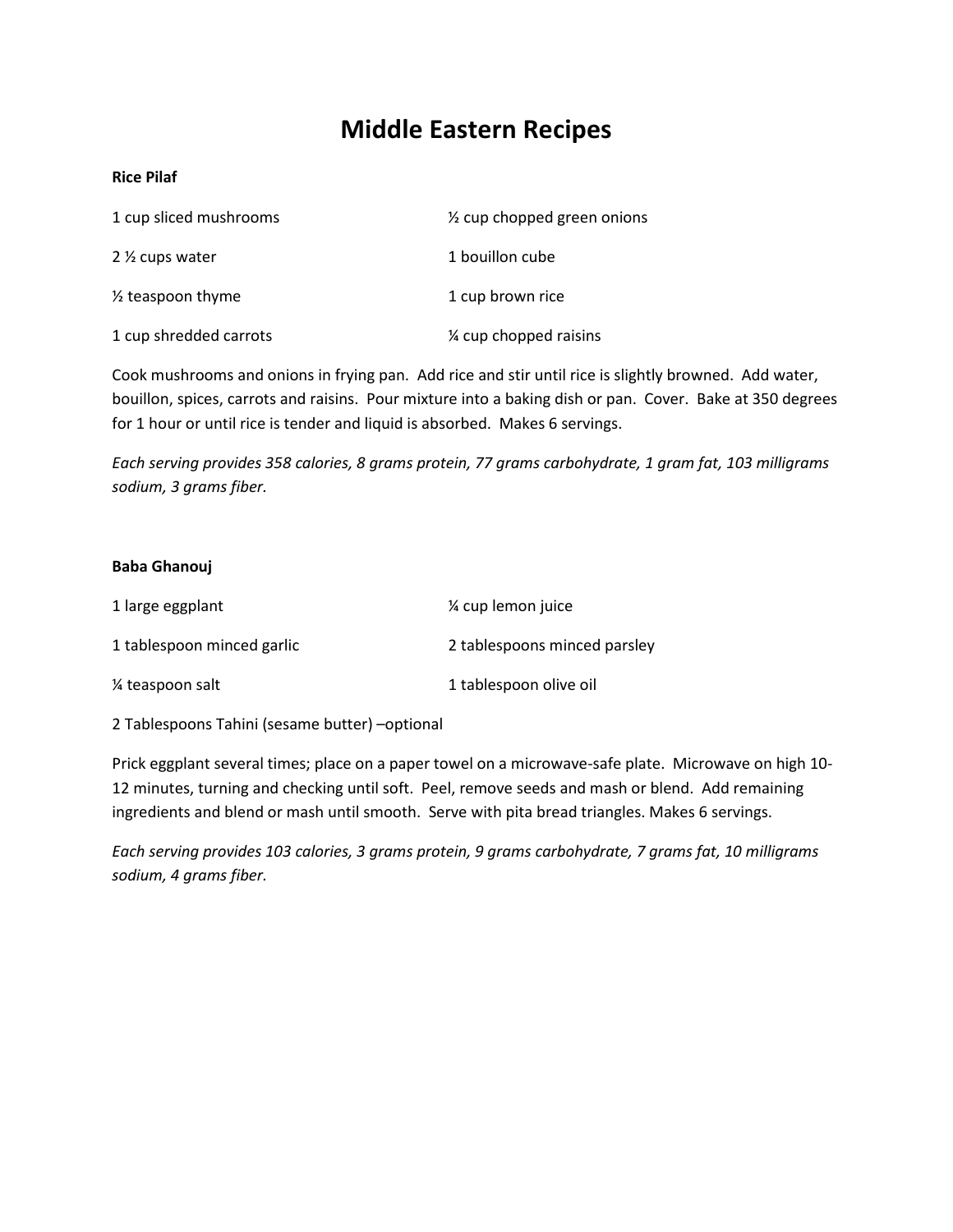# Middle Eastern Recipes

**Rice Pilaf**

1 cup sliced mushrooms

½ cup chopped green onions

2 ½ cups water

1 bouillon cube

½ teaspoon thyme

1 cup brown rice

1 cup shredded carrots

¼ cup chopped raisins

Cook mushrooms and onions in frying pan. Add rice and stir until rice is slightly browned. Add water, bouillon, spices, carrots and raisins. Pour mixture into a baking dish or pan. Cover. Bake at 350 degrees for 1 hour or until rice is tender and liquid is absorbed. Makes 6 servings.

*Each serving provides 358 calories, 8 grams protein, 77 grams carbohydrate, 1 gram fat, 103 milligrams sodium, 3 grams fiber.*

**Baba Ghanouj**

1 large eggplant

¼ cup lemon juice

1 tablespoon minced garlic

2 tablespoons minced parsley

¼ teaspoon salt

1 tablespoon olive oil

2 Tablespoons Tahini (sesame butter) –optional

Prick eggplant several times; place on a paper towel on a microwave-safe plate. Microwave on high 10-12 minutes, turning and checking until soft. Peel, remove seeds and mash or blend. Add remaining ingredients and blend or mash until smooth. Serve with pita bread triangles. Makes 6 servings.

*Each serving provides 103 calories, 3 grams protein, 9 grams carbohydrate, 7 grams fat, 10 milligrams sodium, 4 grams fiber.*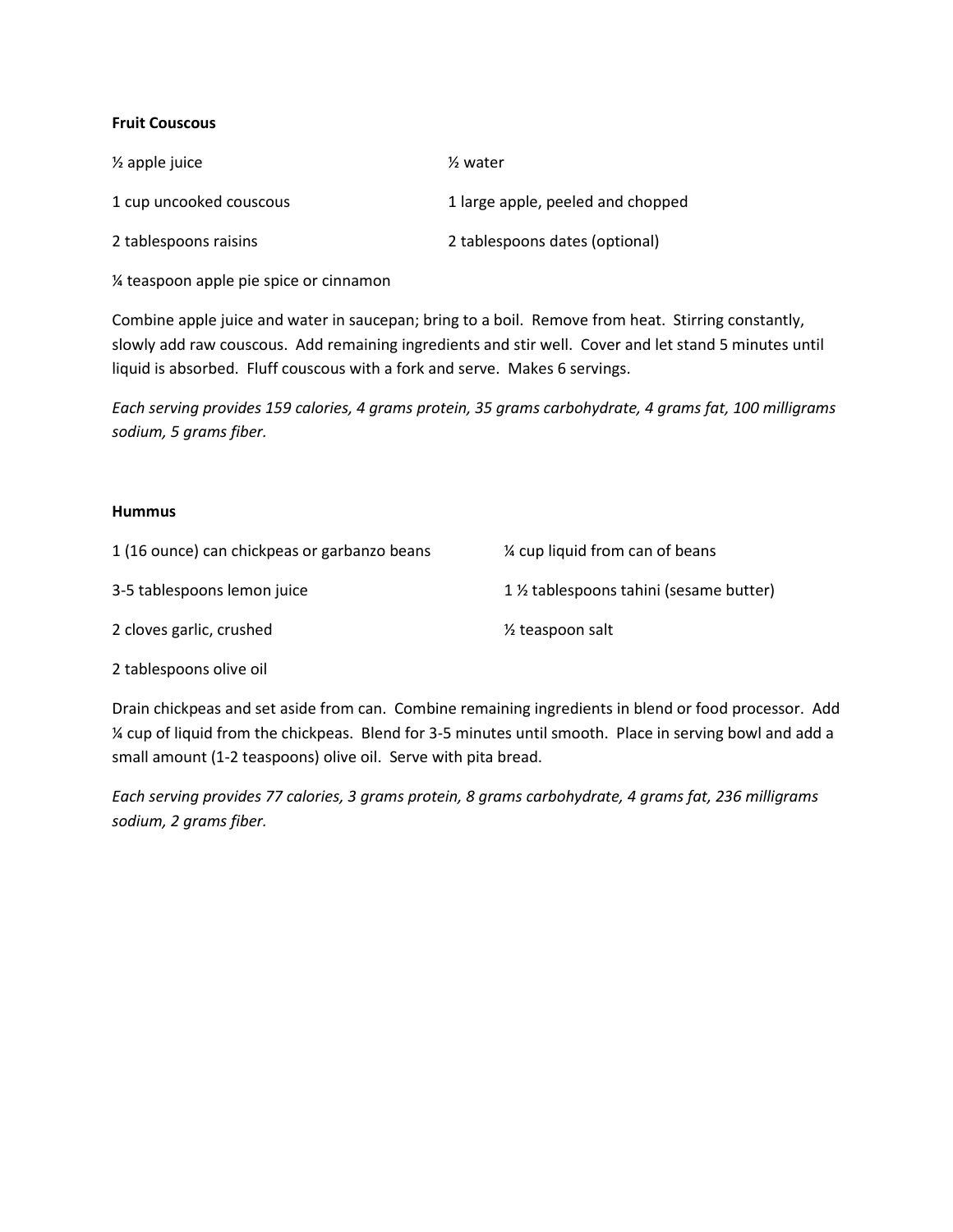**Fruit Couscous**

½ apple juice

½ water

1 cup uncooked couscous

1 large apple, peeled and chopped

2 tablespoons raisins

2 tablespoons dates (optional)

¼ teaspoon apple pie spice or cinnamon

Combine apple juice and water in saucepan; bring to a boil. Remove from heat. Stirring constantly, slowly add raw couscous. Add remaining ingredients and stir well. Cover and let stand 5 minutes until liquid is absorbed. Fluff couscous with a fork and serve. Makes 6 servings.

*Each serving provides 159 calories, 4 grams protein, 35 grams carbohydrate, 4 grams fat, 100 milligrams sodium, 5 grams fiber.*

**Hummus**

1 (16 ounce) can chickpeas or garbanzo beans

¼ cup liquid from can of beans

3-5 tablespoons lemon juice

1 ½ tablespoons tahini (sesame butter)

2 cloves garlic, crushed

½ teaspoon salt

2 tablespoons olive oil

Drain chickpeas and set aside from can. Combine remaining ingredients in blend or food processor. Add ¼ cup of liquid from the chickpeas. Blend for 3-5 minutes until smooth. Place in serving bowl and add a small amount (1-2 teaspoons) olive oil. Serve with pita bread.

*Each serving provides 77 calories, 3 grams protein, 8 grams carbohydrate, 4 grams fat, 236 milligrams sodium, 2 grams fiber.*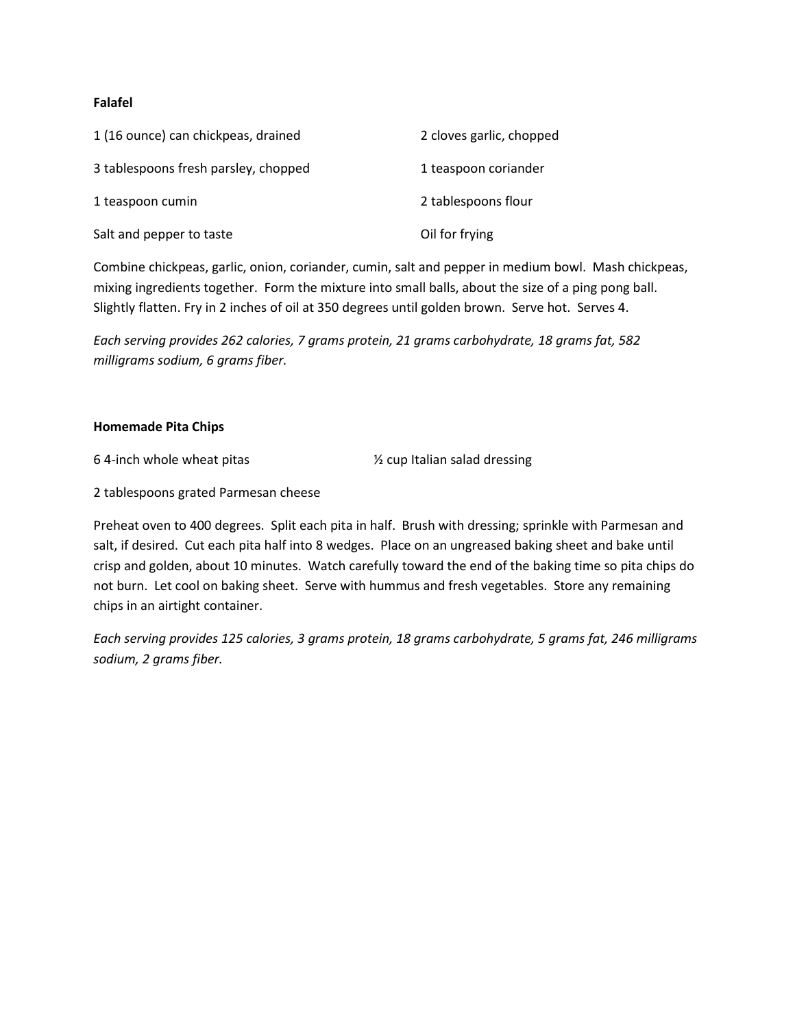**Falafel**

1 (16 ounce) can chickpeas, drained

2 cloves garlic, chopped

3 tablespoons fresh parsley, chopped

1 teaspoon coriander

1 teaspoon cumin

2 tablespoons flour

Salt and pepper to taste

Oil for frying

Combine chickpeas, garlic, onion, coriander, cumin, salt and pepper in medium bowl. Mash chickpeas, mixing ingredients together. Form the mixture into small balls, about the size of a ping pong ball. Slightly flatten. Fry in 2 inches of oil at 350 degrees until golden brown. Serve hot. Serves 4.

*Each serving provides 262 calories, 7 grams protein, 21 grams carbohydrate, 18 grams fat, 582 milligrams sodium, 6 grams fiber.*

**Homemade Pita Chips**

6 4-inch whole wheat pitas

½ cup Italian salad dressing

2 tablespoons grated Parmesan cheese

Preheat oven to 400 degrees. Split each pita in half. Brush with dressing; sprinkle with Parmesan and salt, if desired. Cut each pita half into 8 wedges. Place on an ungreased baking sheet and bake until crisp and golden, about 10 minutes. Watch carefully toward the end of the baking time so pita chips do not burn. Let cool on baking sheet. Serve with hummus and fresh vegetables. Store any remaining chips in an airtight container.

*Each serving provides 125 calories, 3 grams protein, 18 grams carbohydrate, 5 grams fat, 246 milligrams sodium, 2 grams fiber.*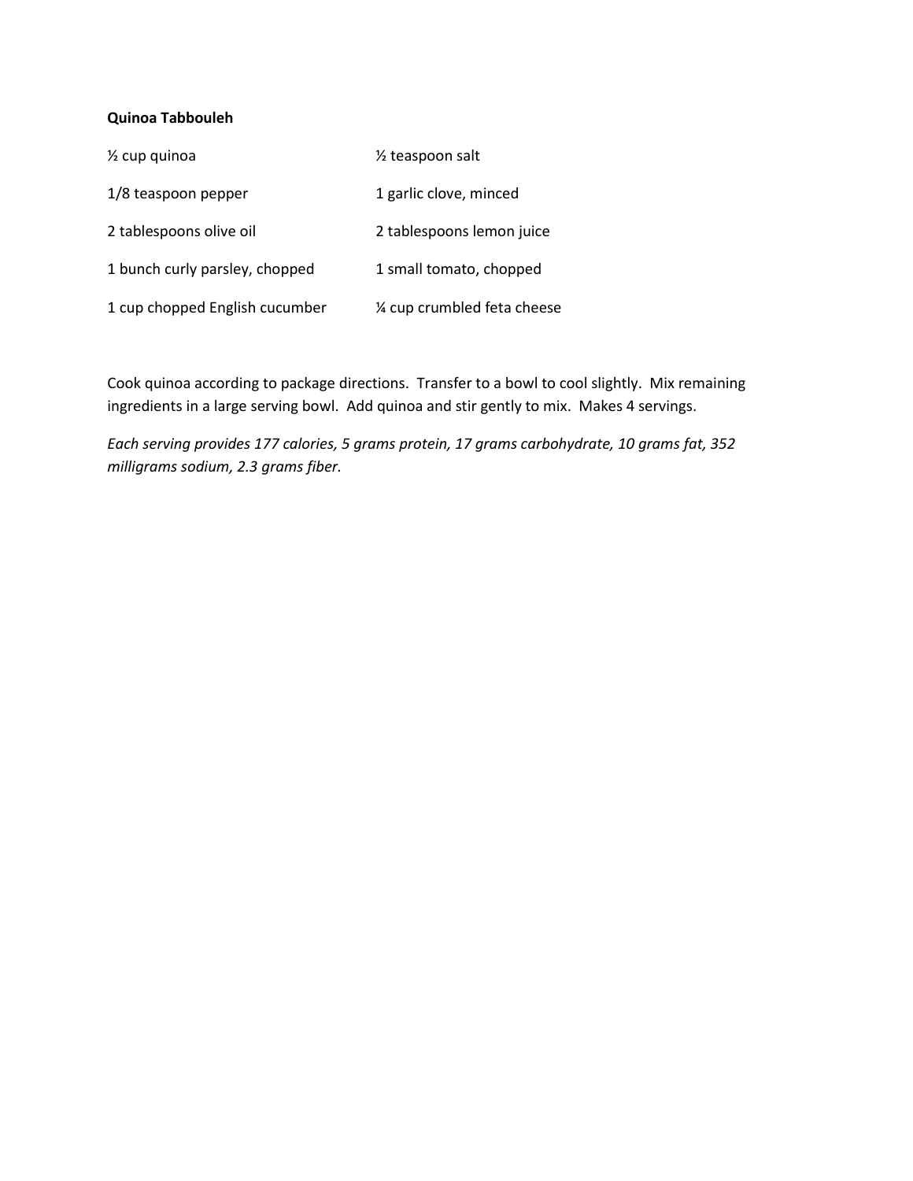**Quinoa Tabbouleh**

½ cup quinoa

½ teaspoon salt

1/8 teaspoon pepper

1 garlic clove, minced

2 tablespoons olive oil

2 tablespoons lemon juice

1 bunch curly parsley, chopped

1 small tomato, chopped

1 cup chopped English cucumber

¼ cup crumbled feta cheese

Cook quinoa according to package directions. Transfer to a bowl to cool slightly. Mix remaining ingredients in a large serving bowl. Add quinoa and stir gently to mix. Makes 4 servings.

*Each serving provides 177 calories, 5 grams protein, 17 grams carbohydrate, 10 grams fat, 352 milligrams sodium, 2.3 grams fiber.*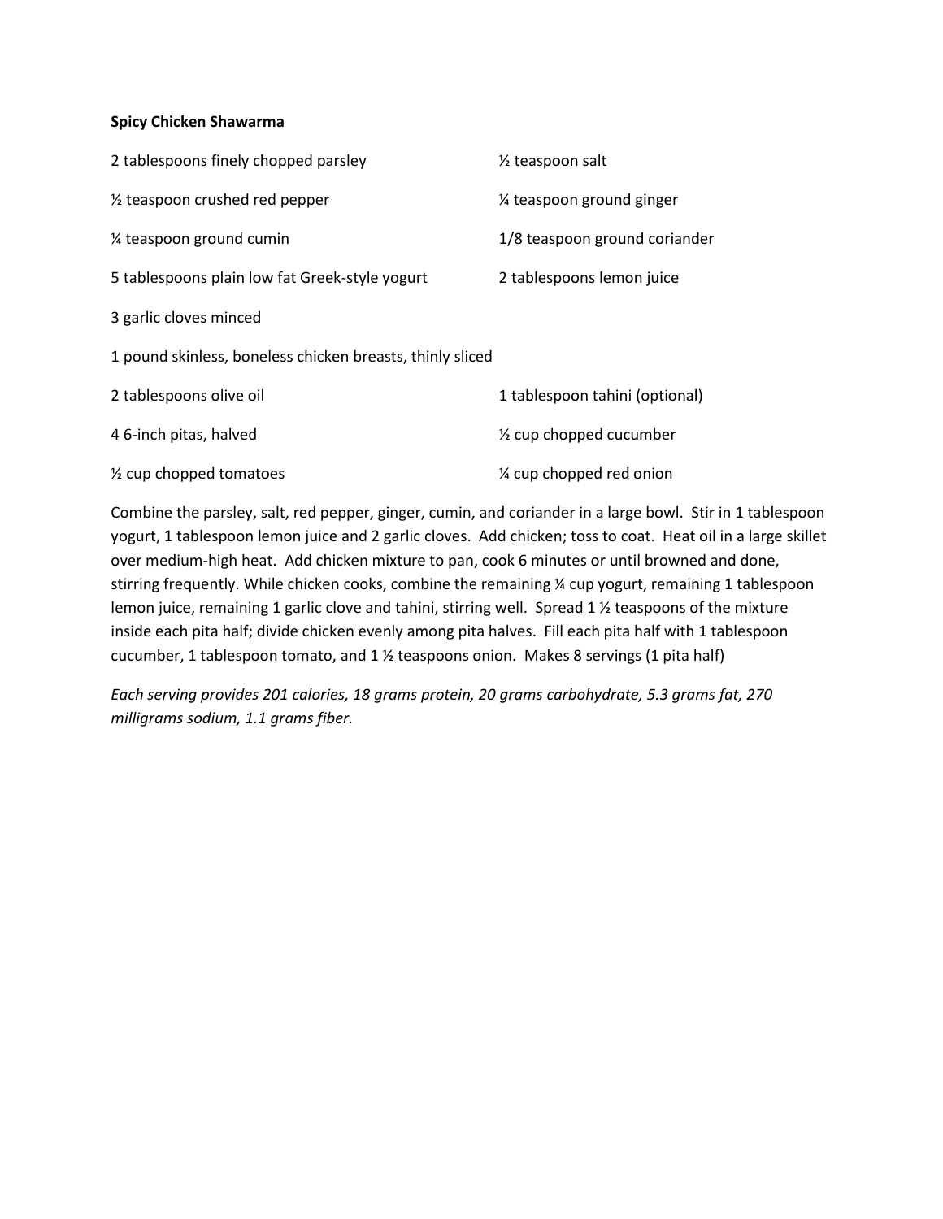**Spicy Chicken Shawarma**

2 tablespoons finely chopped parsley

½ teaspoon salt

½ teaspoon crushed red pepper

¼ teaspoon ground ginger

¼ teaspoon ground cumin

1/8 teaspoon ground coriander

5 tablespoons plain low fat Greek-style yogurt

2 tablespoons lemon juice

3 garlic cloves minced

1 pound skinless, boneless chicken breasts, thinly sliced

2 tablespoons olive oil

1 tablespoon tahini (optional)

4 6-inch pitas, halved

½ cup chopped cucumber

½ cup chopped tomatoes

¼ cup chopped red onion

Combine the parsley, salt, red pepper, ginger, cumin, and coriander in a large bowl. Stir in 1 tablespoon yogurt, 1 tablespoon lemon juice and 2 garlic cloves. Add chicken; toss to coat. Heat oil in a large skillet over medium-high heat. Add chicken mixture to pan, cook 6 minutes or until browned and done, stirring frequently. While chicken cooks, combine the remaining ¼ cup yogurt, remaining 1 tablespoon lemon juice, remaining 1 garlic clove and tahini, stirring well. Spread 1 ½ teaspoons of the mixture inside each pita half; divide chicken evenly among pita halves. Fill each pita half with 1 tablespoon cucumber, 1 tablespoon tomato, and 1 ½ teaspoons onion. Makes 8 servings (1 pita half)

*Each serving provides 201 calories, 18 grams protein, 20 grams carbohydrate, 5.3 grams fat, 270 milligrams sodium, 1.1 grams fiber.*